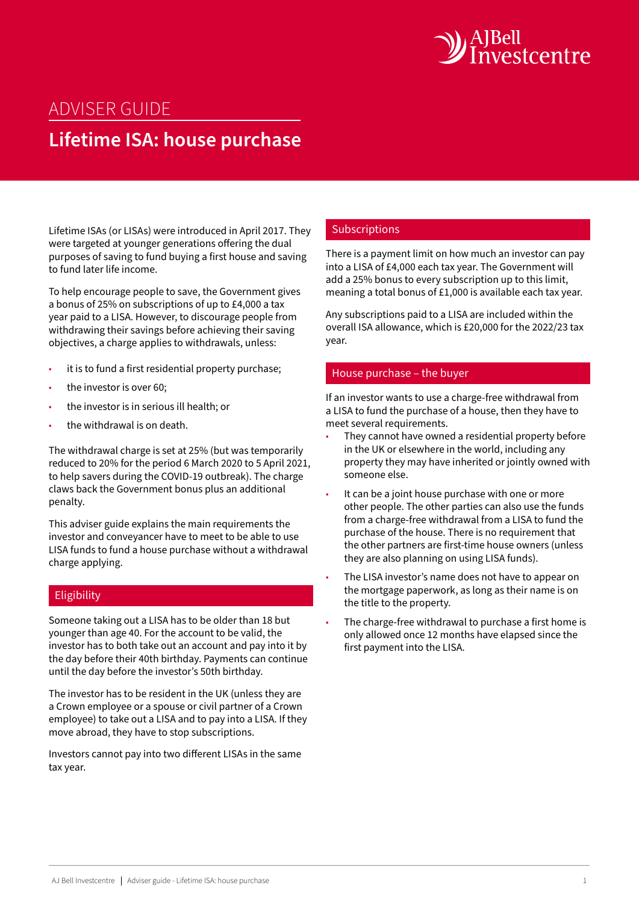ADVISER GUIDE

# Lifetime ISA: house purchase

Lifetime ISAs (or LISAs) were introduced in April 2017. They were targeted at younger generations offering the dual purposes of saving to fund buying a first house and saving to fund later life income.

To help encourage people to save, the Government gives a bonus of 25% on subscriptions of up to £4,000 a tax year paid to a LISA. However, to discourage people from withdrawing their savings before achieving their saving objectives, a charge applies to withdrawals, unless:

- it is to fund a first residential property purchase;
- the investor is over 60;
- the investor is in serious ill health; or
- the withdrawal is on death.

The withdrawal charge is set at 25% (but was temporarily reduced to 20% for the period 6 March 2020 to 5 April 2021, to help savers during the COVID-19 outbreak). The charge claws back the Government bonus plus an additional penalty.

This adviser guide explains the main requirements the investor and conveyancer have to meet to be able to use LISA funds to fund a house purchase without a withdrawal charge applying.

## Eligibility

Someone taking out a LISA has to be older than 18 but younger than age 40. For the account to be valid, the investor has to both take out an account and pay into it by the day before their 40th birthday. Payments can continue until the day before the investor's 50th birthday.

The investor has to be resident in the UK (unless they are a Crown employee or a spouse or civil partner of a Crown employee) to take out a LISA and to pay into a LISA. If they move abroad, they have to stop subscriptions.

Investors cannot pay into two different LISAs in the same tax year.

## Subscriptions

There is a payment limit on how much an investor can pay into a LISA of £4,000 each tax year. The Government will add a 25% bonus to every subscription up to this limit, meaning a total bonus of £1,000 is available each tax year.

Any subscriptions paid to a LISA are included within the overall ISA allowance, which is £20,000 for the 2022/23 tax year.

## House purchase – the buyer

If an investor wants to use a charge-free withdrawal from a LISA to fund the purchase of a house, then they have to meet several requirements.

- They cannot have owned a residential property before in the UK or elsewhere in the world, including any property they may have inherited or jointly owned with someone else.
- It can be a joint house purchase with one or more other people. The other parties can also use the funds from a charge-free withdrawal from a LISA to fund the purchase of the house. There is no requirement that the other partners are first-time house owners (unless they are also planning on using LISA funds).
- The LISA investor's name does not have to appear on the mortgage paperwork, as long as their name is on the title to the property.
- The charge-free withdrawal to purchase a first home is only allowed once 12 months have elapsed since the first payment into the LISA.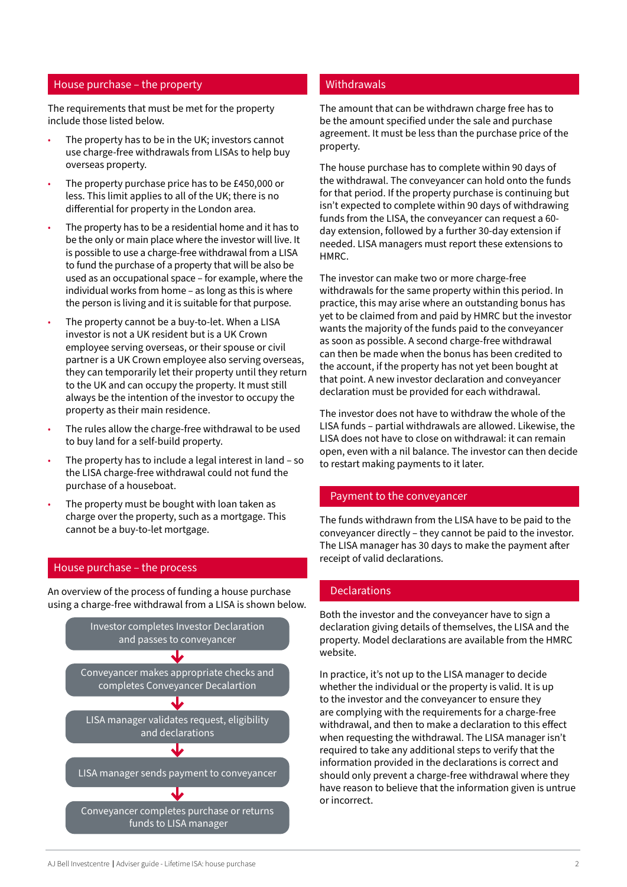## House purchase – the property

The requirements that must be met for the property include those listed below.

- The property has to be in the UK; investors cannot use charge-free withdrawals from LISAs to help buy overseas property.
- The property purchase price has to be £450,000 or less. This limit applies to all of the UK; there is no differential for property in the London area.
- The property has to be a residential home and it has to be the only or main place where the investor will live. It is possible to use a charge-free withdrawal from a LISA to fund the purchase of a property that will be also be used as an occupational space – for example, where the individual works from home – as long as this is where the person is living and it is suitable for that purpose.
- The property cannot be a buy-to-let. When a LISA investor is not a UK resident but is a UK Crown employee serving overseas, or their spouse or civil partner is a UK Crown employee also serving overseas, they can temporarily let their property until they return to the UK and can occupy the property. It must still always be the intention of the investor to occupy the property as their main residence.
- The rules allow the charge-free withdrawal to be used to buy land for a self-build property.
- The property has to include a legal interest in land – so the LISA charge-free withdrawal could not fund the purchase of a houseboat.
- The property must be bought with loan taken as charge over the property, such as a mortgage. This cannot be a buy-to-let mortgage.

## House purchase – the process

An overview of the process of funding a house purchase using a charge-free withdrawal from a LISA is shown below.

1. Investor completes Investor Declaration and passes to conveyancer
2. Conveyancer makes appropriate checks and completes Conveyancer Decalartion
3. LISA manager validates request, eligibility and declarations
4. LISA manager sends payment to conveyancer
5. Conveyancer completes purchase or returns funds to LISA manager

## Withdrawals

The amount that can be withdrawn charge free has to be the amount specified under the sale and purchase agreement. It must be less than the purchase price of the property.

The house purchase has to complete within 90 days of the withdrawal. The conveyancer can hold onto the funds for that period. If the property purchase is continuing but isn't expected to complete within 90 days of withdrawing funds from the LISA, the conveyancer can request a 60-day extension, followed by a further 30-day extension if needed. LISA managers must report these extensions to HMRC.

The investor can make two or more charge-free withdrawals for the same property within this period. In practice, this may arise where an outstanding bonus has yet to be claimed from and paid by HMRC but the investor wants the majority of the funds paid to the conveyancer as soon as possible. A second charge-free withdrawal can then be made when the bonus has been credited to the account, if the property has not yet been bought at that point. A new investor declaration and conveyancer declaration must be provided for each withdrawal.

The investor does not have to withdraw the whole of the LISA funds – partial withdrawals are allowed. Likewise, the LISA does not have to close on withdrawal: it can remain open, even with a nil balance. The investor can then decide to restart making payments to it later.

## Payment to the conveyancer

The funds withdrawn from the LISA have to be paid to the conveyancer directly – they cannot be paid to the investor. The LISA manager has 30 days to make the payment after receipt of valid declarations.

## Declarations

Both the investor and the conveyancer have to sign a declaration giving details of themselves, the LISA and the property. Model declarations are available from the HMRC website.

In practice, it's not up to the LISA manager to decide whether the individual or the property is valid. It is up to the investor and the conveyancer to ensure they are complying with the requirements for a charge-free withdrawal, and then to make a declaration to this effect when requesting the withdrawal. The LISA manager isn't required to take any additional steps to verify that the information provided in the declarations is correct and should only prevent a charge-free withdrawal where they have reason to believe that the information given is untrue or incorrect.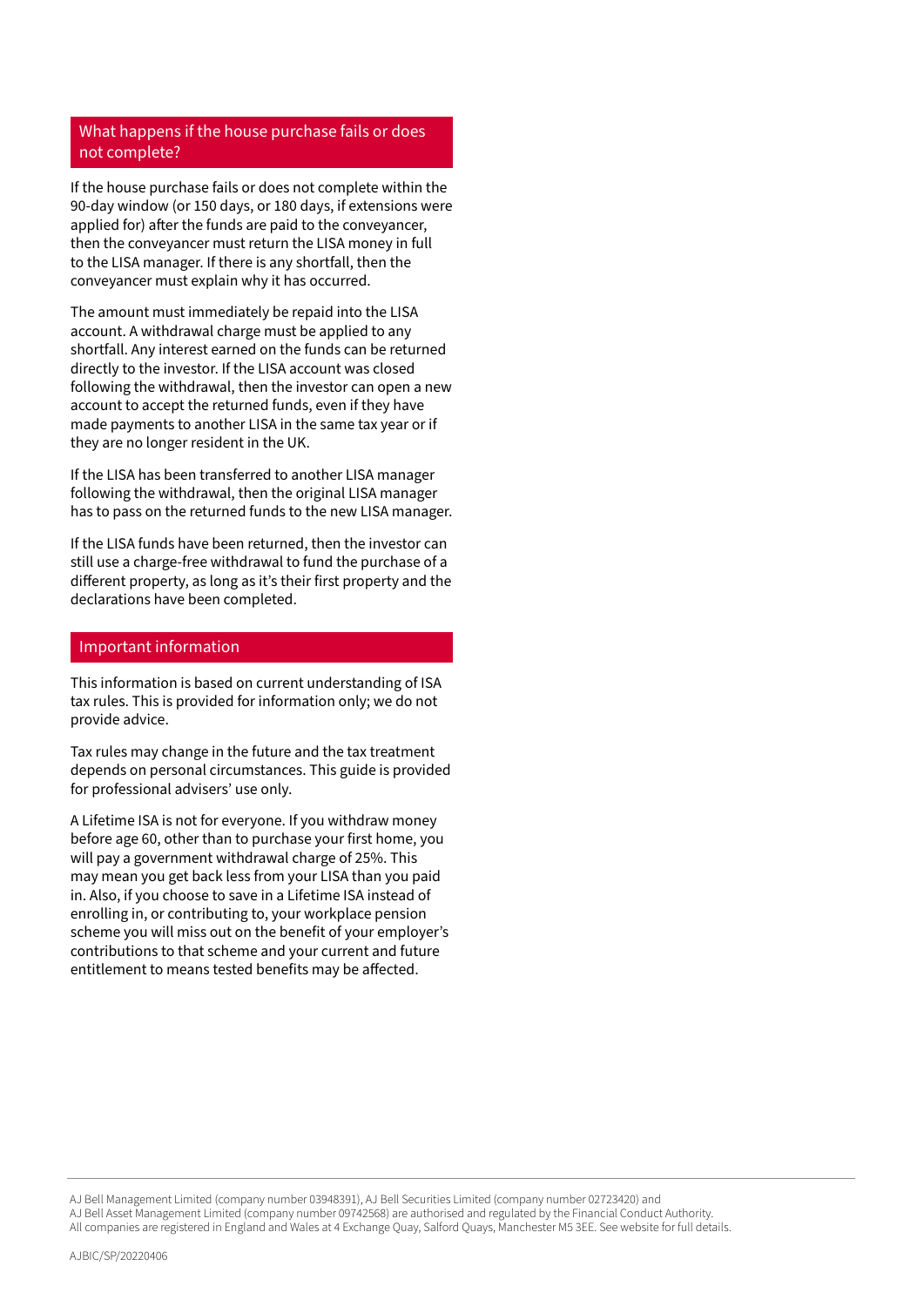## What happens if the house purchase fails or does not complete?

If the house purchase fails or does not complete within the 90-day window (or 150 days, or 180 days, if extensions were applied for) after the funds are paid to the conveyancer, then the conveyancer must return the LISA money in full to the LISA manager. If there is any shortfall, then the conveyancer must explain why it has occurred.

The amount must immediately be repaid into the LISA account. A withdrawal charge must be applied to any shortfall. Any interest earned on the funds can be returned directly to the investor. If the LISA account was closed following the withdrawal, then the investor can open a new account to accept the returned funds, even if they have made payments to another LISA in the same tax year or if they are no longer resident in the UK.

If the LISA has been transferred to another LISA manager following the withdrawal, then the original LISA manager has to pass on the returned funds to the new LISA manager.

If the LISA funds have been returned, then the investor can still use a charge-free withdrawal to fund the purchase of a different property, as long as it's their first property and the declarations have been completed.

## Important information

This information is based on current understanding of ISA tax rules. This is provided for information only; we do not provide advice.

Tax rules may change in the future and the tax treatment depends on personal circumstances. This guide is provided for professional advisers' use only.

A Lifetime ISA is not for everyone. If you withdraw money before age 60, other than to purchase your first home, you will pay a government withdrawal charge of 25%. This may mean you get back less from your LISA than you paid in. Also, if you choose to save in a Lifetime ISA instead of enrolling in, or contributing to, your workplace pension scheme you will miss out on the benefit of your employer's contributions to that scheme and your current and future entitlement to means tested benefits may be affected.

AJ Bell Management Limited (company number 03948391), AJ Bell Securities Limited (company number 02723420) and AJ Bell Asset Management Limited (company number 09742568) are authorised and regulated by the Financial Conduct Authority. All companies are registered in England and Wales at 4 Exchange Quay, Salford Quays, Manchester M5 3EE. See website for full details.

AJBIC/SP/20220406